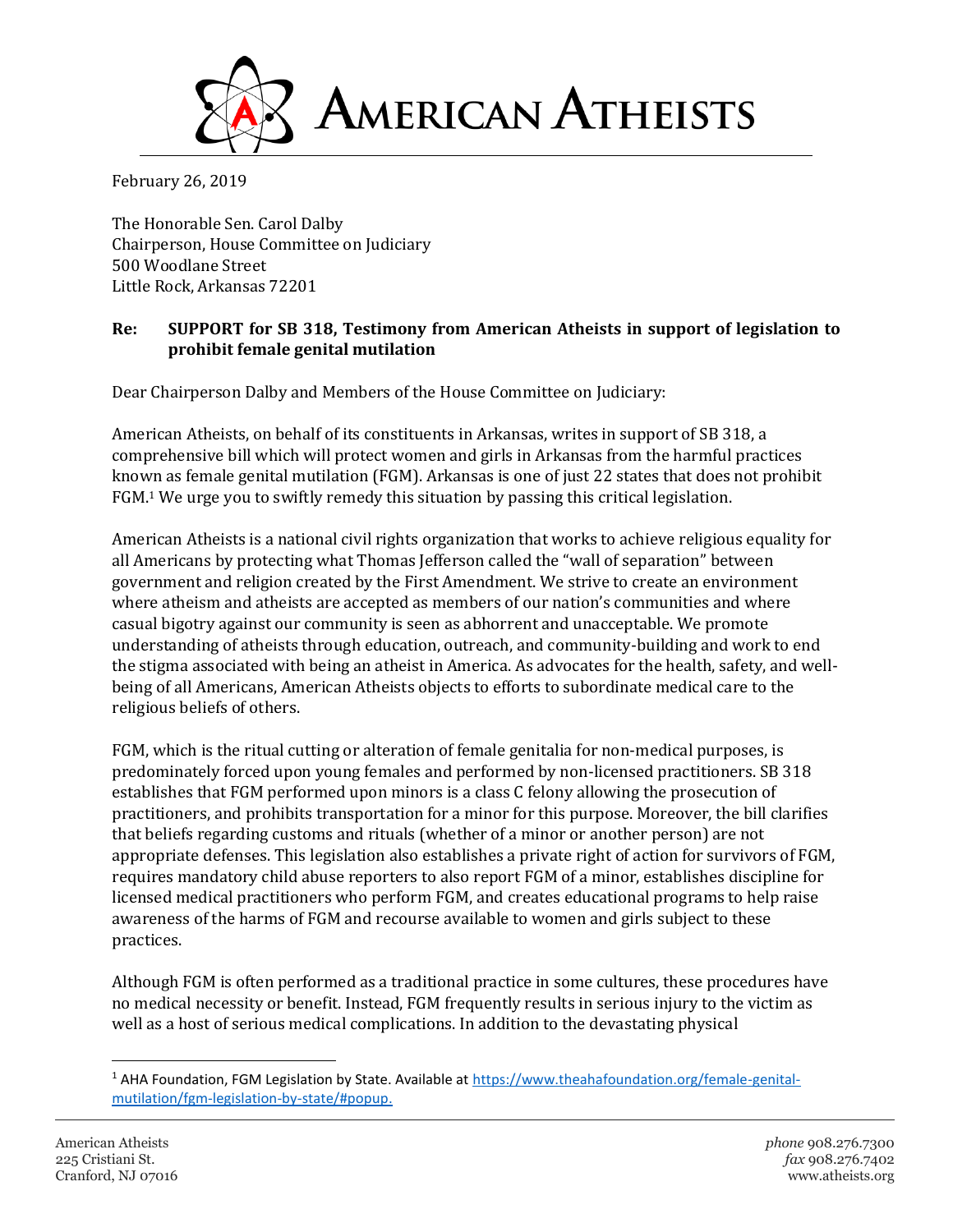# AMERICAN ATHEISTS

February 26, 2019

The Honorable Sen. Carol Dalby
Chairperson, House Committee on Judiciary
500 Woodlane Street
Little Rock, Arkansas 72201

**Re: SUPPORT for SB 318, Testimony from American Atheists in support of legislation to prohibit female genital mutilation**

Dear Chairperson Dalby and Members of the House Committee on Judiciary:

American Atheists, on behalf of its constituents in Arkansas, writes in support of SB 318, a comprehensive bill which will protect women and girls in Arkansas from the harmful practices known as female genital mutilation (FGM). Arkansas is one of just 22 states that does not prohibit FGM.[1] We urge you to swiftly remedy this situation by passing this critical legislation.

American Atheists is a national civil rights organization that works to achieve religious equality for all Americans by protecting what Thomas Jefferson called the "wall of separation" between government and religion created by the First Amendment. We strive to create an environment where atheism and atheists are accepted as members of our nation's communities and where casual bigotry against our community is seen as abhorrent and unacceptable. We promote understanding of atheists through education, outreach, and community-building and work to end the stigma associated with being an atheist in America. As advocates for the health, safety, and well-being of all Americans, American Atheists objects to efforts to subordinate medical care to the religious beliefs of others.

FGM, which is the ritual cutting or alteration of female genitalia for non-medical purposes, is predominately forced upon young females and performed by non-licensed practitioners. SB 318 establishes that FGM performed upon minors is a class C felony allowing the prosecution of practitioners, and prohibits transportation for a minor for this purpose. Moreover, the bill clarifies that beliefs regarding customs and rituals (whether of a minor or another person) are not appropriate defenses. This legislation also establishes a private right of action for survivors of FGM, requires mandatory child abuse reporters to also report FGM of a minor, establishes discipline for licensed medical practitioners who perform FGM, and creates educational programs to help raise awareness of the harms of FGM and recourse available to women and girls subject to these practices.

Although FGM is often performed as a traditional practice in some cultures, these procedures have no medical necessity or benefit. Instead, FGM frequently results in serious injury to the victim as well as a host of serious medical complications. In addition to the devastating physical

---

[1] AHA Foundation, FGM Legislation by State. Available at https://www.theahafoundation.org/female-genital-mutilation/fgm-legislation-by-state/#popup.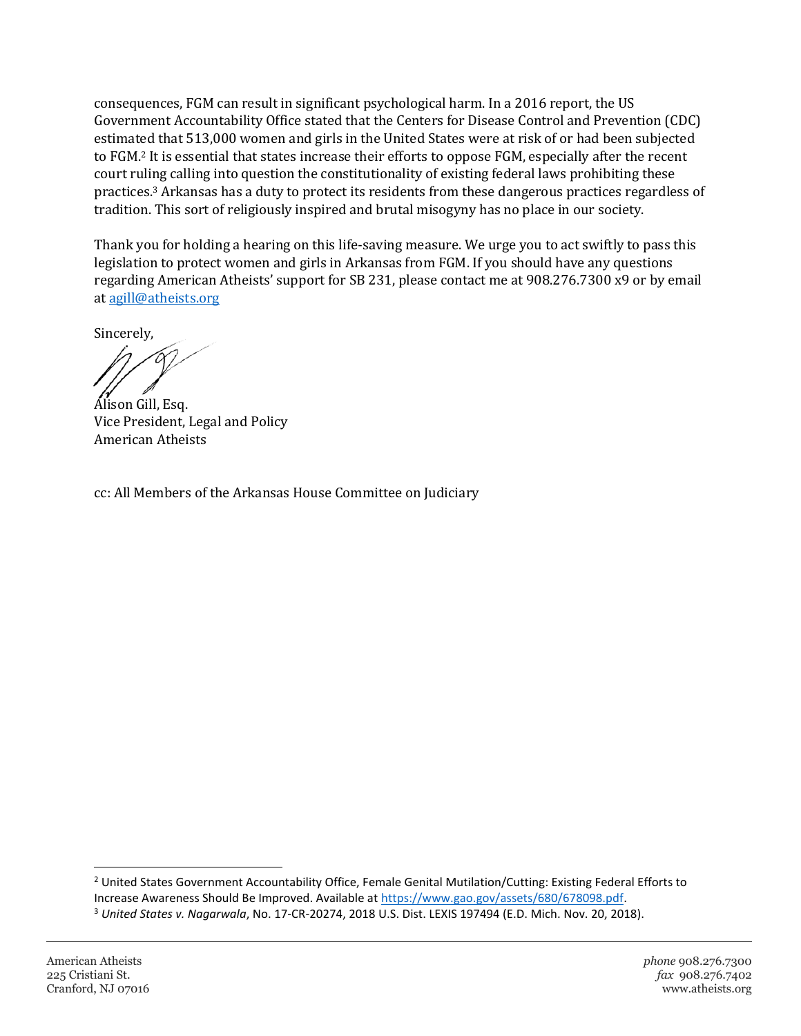consequences, FGM can result in significant psychological harm. In a 2016 report, the US Government Accountability Office stated that the Centers for Disease Control and Prevention (CDC) estimated that 513,000 women and girls in the United States were at risk of or had been subjected to FGM.[2] It is essential that states increase their efforts to oppose FGM, especially after the recent court ruling calling into question the constitutionality of existing federal laws prohibiting these practices.[3] Arkansas has a duty to protect its residents from these dangerous practices regardless of tradition. This sort of religiously inspired and brutal misogyny has no place in our society.

Thank you for holding a hearing on this life-saving measure. We urge you to act swiftly to pass this legislation to protect women and girls in Arkansas from FGM. If you should have any questions regarding American Atheists' support for SB 231, please contact me at 908.276.7300 x9 or by email at agill@atheists.org

Sincerely,

Alison Gill, Esq.
Vice President, Legal and Policy
American Atheists

cc: All Members of the Arkansas House Committee on Judiciary

---

[2] United States Government Accountability Office, Female Genital Mutilation/Cutting: Existing Federal Efforts to Increase Awareness Should Be Improved. Available at https://www.gao.gov/assets/680/678098.pdf.

[3] *United States v. Nagarwala*, No. 17-CR-20274, 2018 U.S. Dist. LEXIS 197494 (E.D. Mich. Nov. 20, 2018).

American Atheists
225 Cristiani St.
Cranford, NJ 07016

*phone* 908.276.7300
*fax* 908.276.7402
www.atheists.org